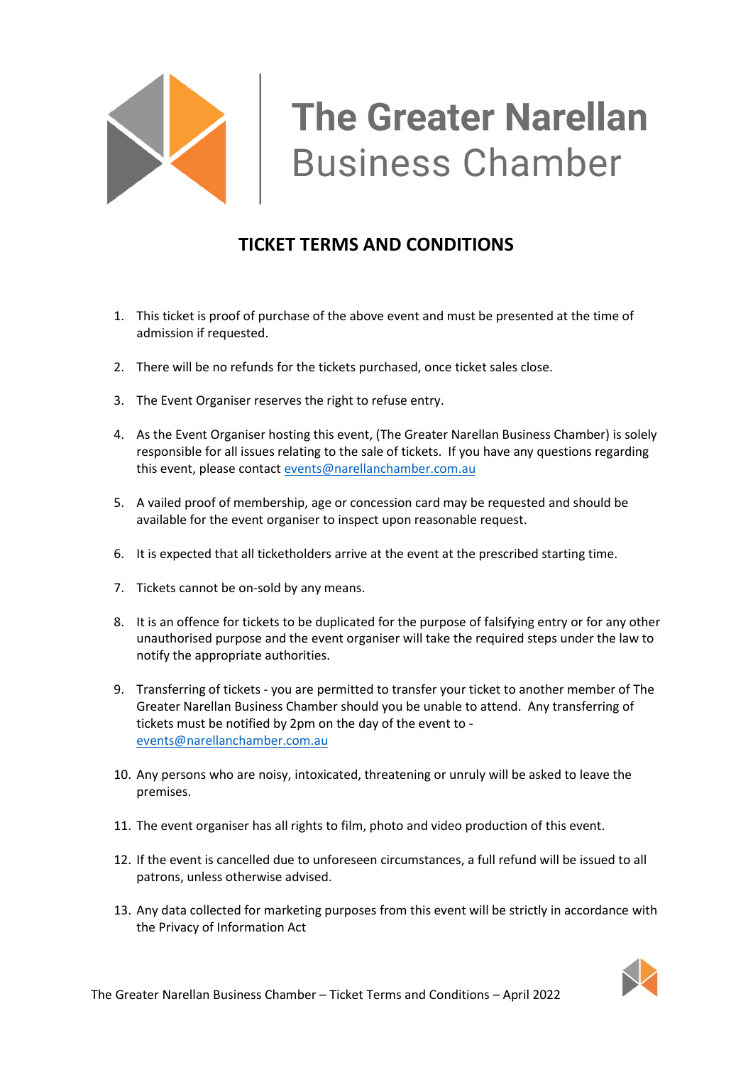# The Greater Narellan Business Chamber

## TICKET TERMS AND CONDITIONS

1. This ticket is proof of purchase of the above event and must be presented at the time of admission if requested.

2. There will be no refunds for the tickets purchased, once ticket sales close.

3. The Event Organiser reserves the right to refuse entry.

4. As the Event Organiser hosting this event, (The Greater Narellan Business Chamber) is solely responsible for all issues relating to the sale of tickets. If you have any questions regarding this event, please contact events@narellanchamber.com.au

5. A vailed proof of membership, age or concession card may be requested and should be available for the event organiser to inspect upon reasonable request.

6. It is expected that all ticketholders arrive at the event at the prescribed starting time.

7. Tickets cannot be on-sold by any means.

8. It is an offence for tickets to be duplicated for the purpose of falsifying entry or for any other unauthorised purpose and the event organiser will take the required steps under the law to notify the appropriate authorities.

9. Transferring of tickets - you are permitted to transfer your ticket to another member of The Greater Narellan Business Chamber should you be unable to attend. Any transferring of tickets must be notified by 2pm on the day of the event to - events@narellanchamber.com.au

10. Any persons who are noisy, intoxicated, threatening or unruly will be asked to leave the premises.

11. The event organiser has all rights to film, photo and video production of this event.

12. If the event is cancelled due to unforeseen circumstances, a full refund will be issued to all patrons, unless otherwise advised.

13. Any data collected for marketing purposes from this event will be strictly in accordance with the Privacy of Information Act

The Greater Narellan Business Chamber – Ticket Terms and Conditions – April 2022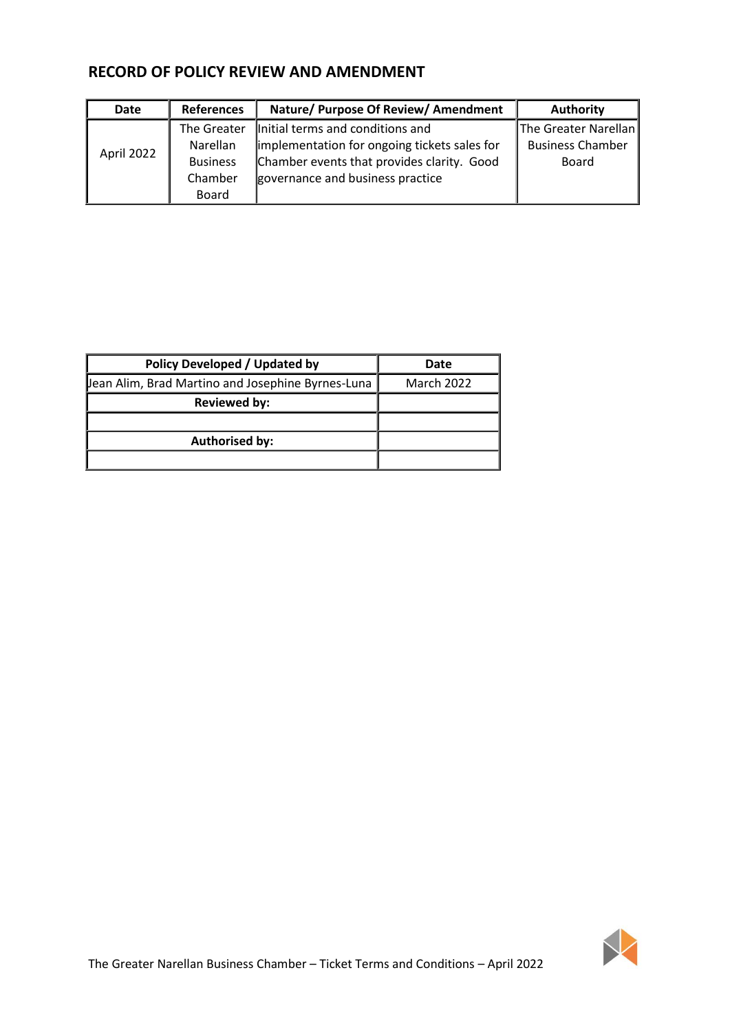## RECORD OF POLICY REVIEW AND AMENDMENT

| Date | References | Nature/ Purpose Of Review/ Amendment | Authority |
|---|---|---|---|
| April 2022 | The Greater Narellan Business Chamber Board | Initial terms and conditions and implementation for ongoing tickets sales for Chamber events that provides clarity. Good governance and business practice | The Greater Narellan Business Chamber Board |

| Policy Developed / Updated by | Date |
|---|---|
| Jean Alim, Brad Martino and Josephine Byrnes-Luna | March 2022 |
| **Reviewed by:** | |
| | |
| **Authorised by:** | |
| | |